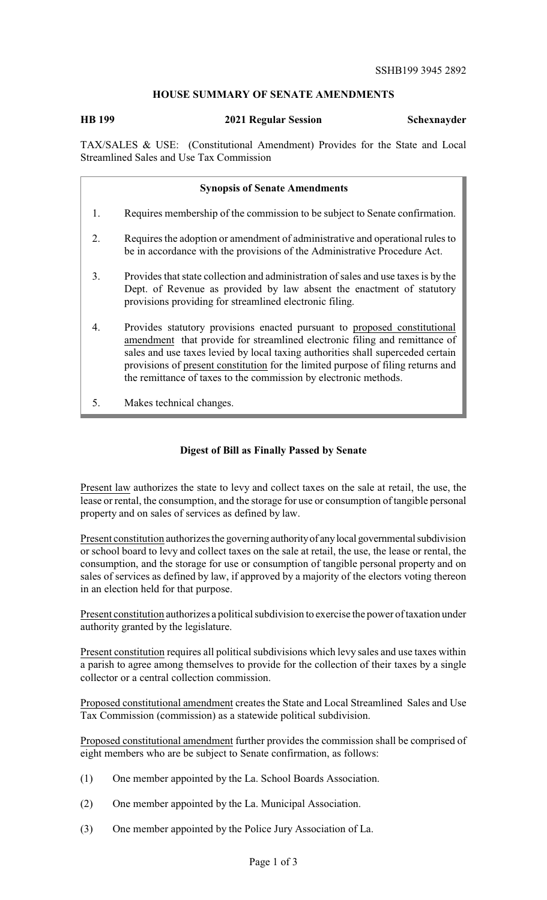SSHB199 3945 2892

## HOUSE SUMMARY OF SENATE AMENDMENTS

**HB 199** **2021 Regular Session** **Schexnayder**

TAX/SALES & USE: (Constitutional Amendment) Provides for the State and Local Streamlined Sales and Use Tax Commission

### Synopsis of Senate Amendments

1. Requires membership of the commission to be subject to Senate confirmation.
2. Requires the adoption or amendment of administrative and operational rules to be in accordance with the provisions of the Administrative Procedure Act.
3. Provides that state collection and administration of sales and use taxes is by the Dept. of Revenue as provided by law absent the enactment of statutory provisions providing for streamlined electronic filing.
4. Provides statutory provisions enacted pursuant to proposed constitutional amendment that provide for streamlined electronic filing and remittance of sales and use taxes levied by local taxing authorities shall superceded certain provisions of present constitution for the limited purpose of filing returns and the remittance of taxes to the commission by electronic methods.
5. Makes technical changes.

### Digest of Bill as Finally Passed by Senate

Present law authorizes the state to levy and collect taxes on the sale at retail, the use, the lease or rental, the consumption, and the storage for use or consumption of tangible personal property and on sales of services as defined by law.

Present constitution authorizes the governing authority of any local governmental subdivision or school board to levy and collect taxes on the sale at retail, the use, the lease or rental, the consumption, and the storage for use or consumption of tangible personal property and on sales of services as defined by law, if approved by a majority of the electors voting thereon in an election held for that purpose.

Present constitution authorizes a political subdivision to exercise the power of taxation under authority granted by the legislature.

Present constitution requires all political subdivisions which levy sales and use taxes within a parish to agree among themselves to provide for the collection of their taxes by a single collector or a central collection commission.

Proposed constitutional amendment creates the State and Local Streamlined Sales and Use Tax Commission (commission) as a statewide political subdivision.

Proposed constitutional amendment further provides the commission shall be comprised of eight members who are be subject to Senate confirmation, as follows:

(1) One member appointed by the La. School Boards Association.

(2) One member appointed by the La. Municipal Association.

(3) One member appointed by the Police Jury Association of La.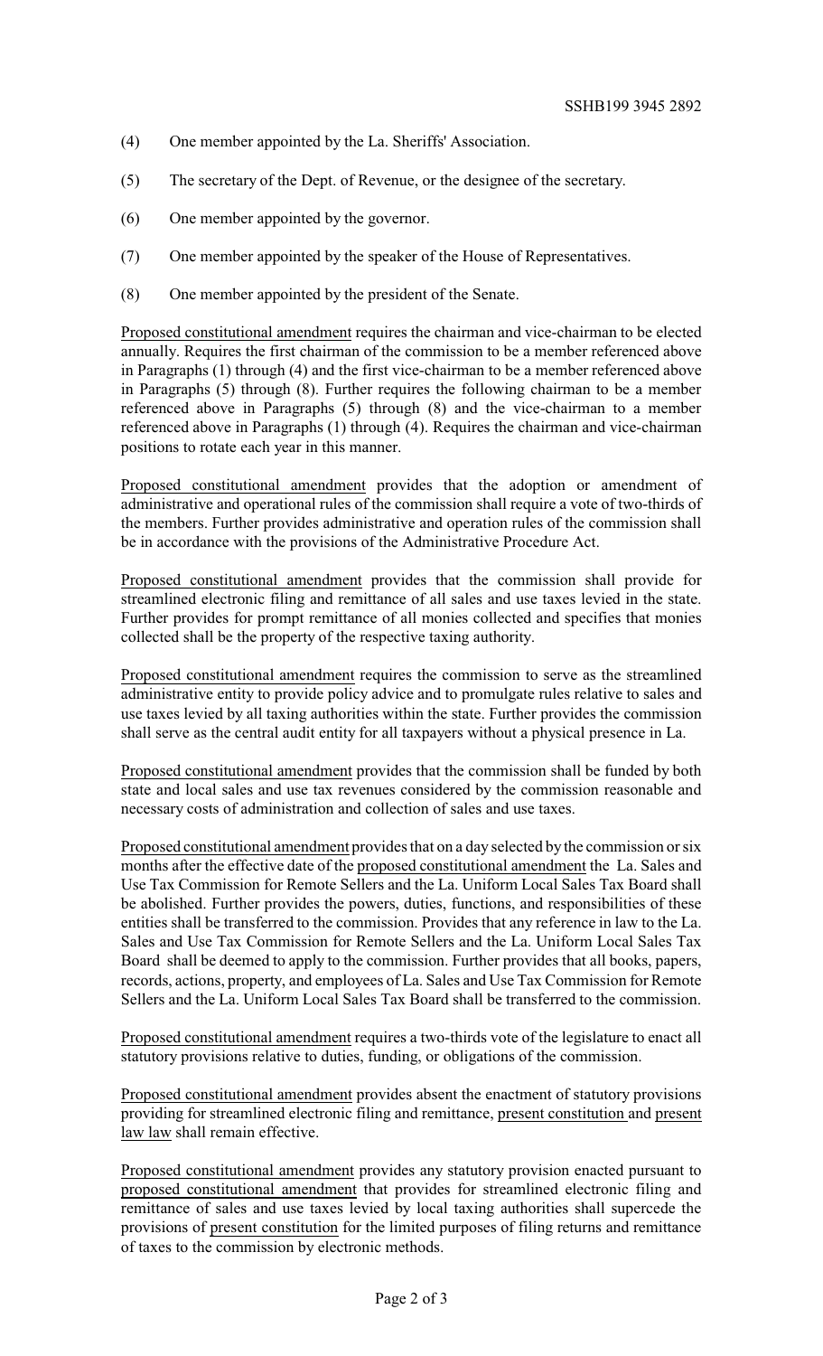(4) One member appointed by the La. Sheriffs' Association.

(5) The secretary of the Dept. of Revenue, or the designee of the secretary.

(6) One member appointed by the governor.

(7) One member appointed by the speaker of the House of Representatives.

(8) One member appointed by the president of the Senate.

Proposed constitutional amendment requires the chairman and vice-chairman to be elected annually. Requires the first chairman of the commission to be a member referenced above in Paragraphs (1) through (4) and the first vice-chairman to be a member referenced above in Paragraphs (5) through (8). Further requires the following chairman to be a member referenced above in Paragraphs (5) through (8) and the vice-chairman to a member referenced above in Paragraphs (1) through (4). Requires the chairman and vice-chairman positions to rotate each year in this manner.

Proposed constitutional amendment provides that the adoption or amendment of administrative and operational rules of the commission shall require a vote of two-thirds of the members. Further provides administrative and operation rules of the commission shall be in accordance with the provisions of the Administrative Procedure Act.

Proposed constitutional amendment provides that the commission shall provide for streamlined electronic filing and remittance of all sales and use taxes levied in the state. Further provides for prompt remittance of all monies collected and specifies that monies collected shall be the property of the respective taxing authority.

Proposed constitutional amendment requires the commission to serve as the streamlined administrative entity to provide policy advice and to promulgate rules relative to sales and use taxes levied by all taxing authorities within the state. Further provides the commission shall serve as the central audit entity for all taxpayers without a physical presence in La.

Proposed constitutional amendment provides that the commission shall be funded by both state and local sales and use tax revenues considered by the commission reasonable and necessary costs of administration and collection of sales and use taxes.

Proposed constitutional amendment provides that on a day selected by the commission or six months after the effective date of the proposed constitutional amendment the La. Sales and Use Tax Commission for Remote Sellers and the La. Uniform Local Sales Tax Board shall be abolished. Further provides the powers, duties, functions, and responsibilities of these entities shall be transferred to the commission. Provides that any reference in law to the La. Sales and Use Tax Commission for Remote Sellers and the La. Uniform Local Sales Tax Board shall be deemed to apply to the commission. Further provides that all books, papers, records, actions, property, and employees of La. Sales and Use Tax Commission for Remote Sellers and the La. Uniform Local Sales Tax Board shall be transferred to the commission.

Proposed constitutional amendment requires a two-thirds vote of the legislature to enact all statutory provisions relative to duties, funding, or obligations of the commission.

Proposed constitutional amendment provides absent the enactment of statutory provisions providing for streamlined electronic filing and remittance, present constitution and present law law shall remain effective.

Proposed constitutional amendment provides any statutory provision enacted pursuant to proposed constitutional amendment that provides for streamlined electronic filing and remittance of sales and use taxes levied by local taxing authorities shall supercede the provisions of present constitution for the limited purposes of filing returns and remittance of taxes to the commission by electronic methods.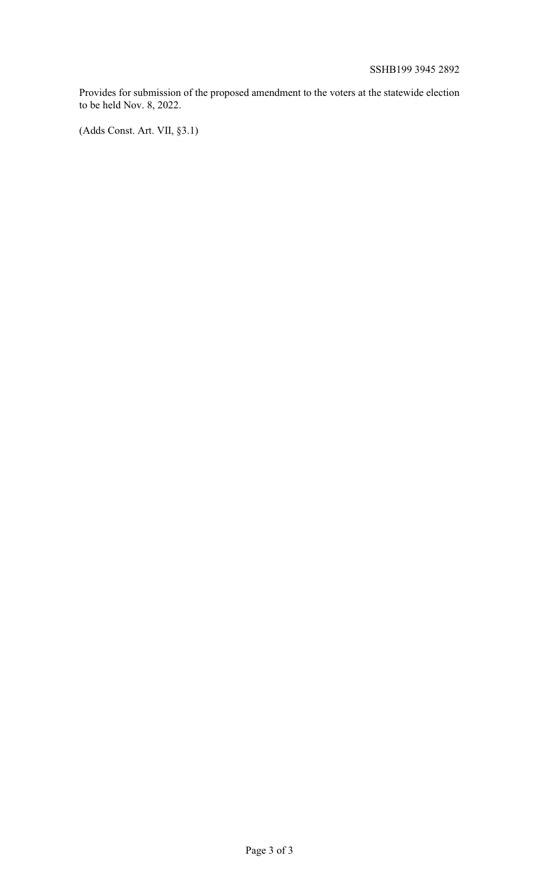Provides for submission of the proposed amendment to the voters at the statewide election to be held Nov. 8, 2022.

(Adds Const. Art. VII, §3.1)